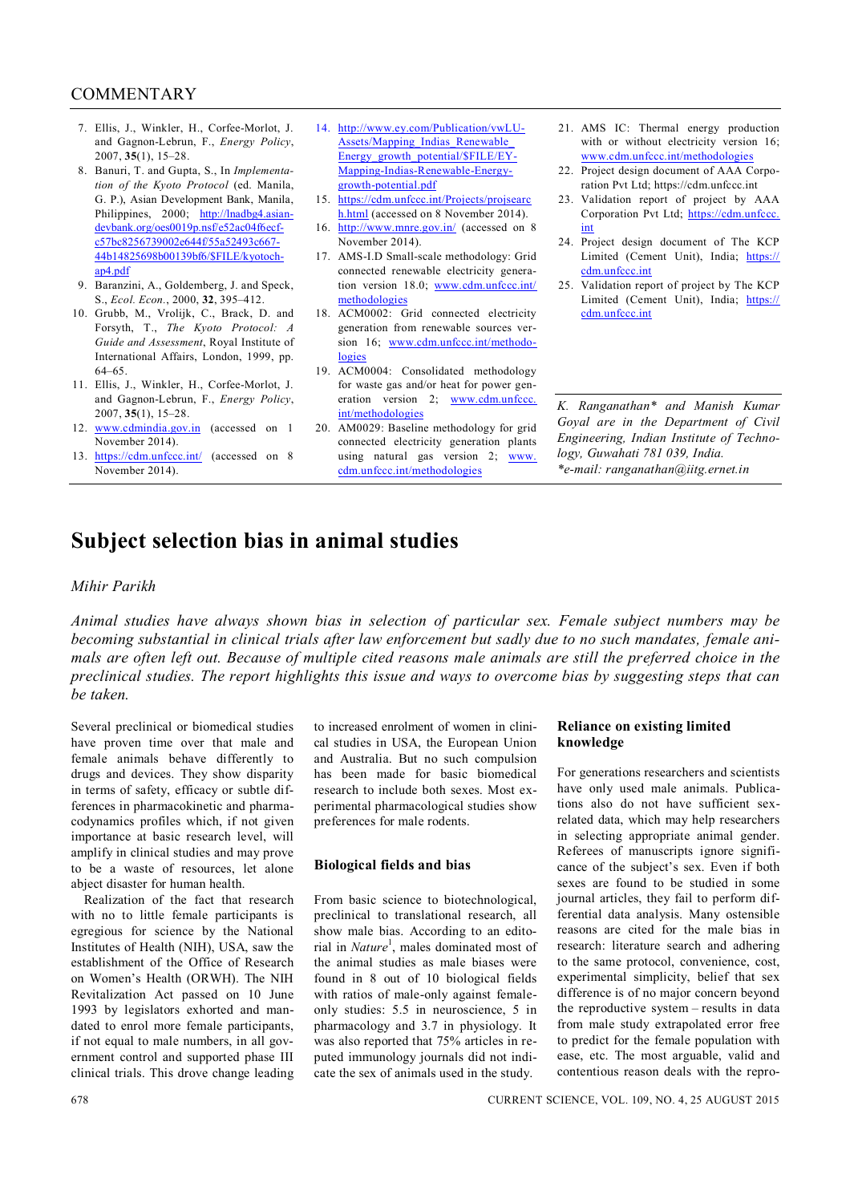7. Ellis, J., Winkler, H., Corfee-Morlot, J. and Gagnon-Lebrun, F., *Energy Policy*, 2007, **35**(1), 15–28.
8. Banuri, T. and Gupta, S., In *Implementation of the Kyoto Protocol* (ed. Manila, G. P.), Asian Development Bank, Manila, Philippines, 2000; http://lnadbg4.asiandevbank.org/oes0019p.nsf/e52ac04f6ecf-c57bc8256739002e644f/55a52493c667-44b14825698b00139bf6/$FILE/kyotoch-ap4.pdf
9. Baranzini, A., Goldemberg, J. and Speck, S., *Ecol. Econ.*, 2000, **32**, 395–412.
10. Grubb, M., Vrolijk, C., Brack, D. and Forsyth, T., *The Kyoto Protocol: A Guide and Assessment*, Royal Institute of International Affairs, London, 1999, pp. 64–65.
11. Ellis, J., Winkler, H., Corfee-Morlot, J. and Gagnon-Lebrun, F., *Energy Policy*, 2007, **35**(1), 15–28.
12. www.cdmindia.gov.in (accessed on 1 November 2014).
13. https://cdm.unfccc.int/ (accessed on 8 November 2014).
14. http://www.ey.com/Publication/vwLU-Assets/Mapping_India_Renewable_Energy_growth_potential/$FILE/EY-Mapping-Indias-Renewable-Energy-growth-potential.pdf
15. https://cdm.unfccc.int/Projects/projsearch.html (accessed on 8 November 2014).
16. http://www.mnre.gov.in/ (accessed on 8 November 2014).
17. AMS-I.D Small-scale methodology: Grid connected renewable electricity generation version 18.0; www.cdm.unfccc.int/methodologies
18. ACM0002: Grid connected electricity generation from renewable sources version 16; www.cdm.unfccc.int/methodologies
19. ACM0004: Consolidated methodology for waste gas and/or heat for power generation version 2; www.cdm.unfccc.int/methodologies
20. AM0029: Baseline methodology for grid connected electricity generation plants using natural gas version 2; www.cdm.unfccc.int/methodologies
21. AMS IC: Thermal energy production with or without electricity version 16; www.cdm.unfccc.int/methodologies
22. Project design document of AAA Corporation Pvt Ltd; https://cdm.unfccc.int
23. Validation report of project by AAA Corporation Pvt Ltd; https://cdm.unfccc.int
24. Project design document of The KCP Limited (Cement Unit), India; https://cdm.unfccc.int
25. Validation report of project by The KCP Limited (Cement Unit), India; https://cdm.unfccc.int

*K. Ranganathan\* and Manish Kumar Goyal are in the Department of Civil Engineering, Indian Institute of Technology, Guwahati 781 039, India.*
*\*e-mail: ranganathan@iitg.ernet.in*

# Subject selection bias in animal studies

*Mihir Parikh*

*Animal studies have always shown bias in selection of particular sex. Female subject numbers may be becoming substantial in clinical trials after law enforcement but sadly due to no such mandates, female animals are often left out. Because of multiple cited reasons male animals are still the preferred choice in the preclinical studies. The report highlights this issue and ways to overcome bias by suggesting steps that can be taken.*

Several preclinical or biomedical studies have proven time over that male and female animals behave differently to drugs and devices. They show disparity in terms of safety, efficacy or subtle differences in pharmacokinetic and pharmacodynamics profiles which, if not given importance at basic research level, will amplify in clinical studies and may prove to be a waste of resources, let alone abject disaster for human health.

Realization of the fact that research with no to little female participants is egregious for science by the National Institutes of Health (NIH), USA, saw the establishment of the Office of Research on Women's Health (ORWH). The NIH Revitalization Act passed on 10 June 1993 by legislators exhorted and mandated to enrol more female participants, if not equal to male numbers, in all government control and supported phase III clinical trials. This drove change leading to increased enrolment of women in clinical studies in USA, the European Union and Australia. But no such compulsion has been made for basic biomedical research to include both sexes. Most experimental pharmacological studies show preferences for male rodents.

## Biological fields and bias

From basic science to biotechnological, preclinical to translational research, all show male bias. According to an editorial in *Nature*[1], males dominated most of the animal studies as male biases were found in 8 out of 10 biological fields with ratios of male-only against female-only studies: 5.5 in neuroscience, 5 in pharmacology and 3.7 in physiology. It was also reported that 75% articles in reputed immunology journals did not indicate the sex of animals used in the study.

## Reliance on existing limited knowledge

For generations researchers and scientists have only used male animals. Publications also do not have sufficient sex-related data, which may help researchers in selecting appropriate animal gender. Referees of manuscripts ignore significance of the subject's sex. Even if both sexes are found to be studied in some journal articles, they fail to perform differential data analysis. Many ostensible reasons are cited for the male bias in research: literature search and adhering to the same protocol, convenience, cost, experimental simplicity, belief that sex difference is of no major concern beyond the reproductive system – results in data from male study extrapolated error free to predict for the female population with ease, etc. The most arguable, valid and contentious reason deals with the repro-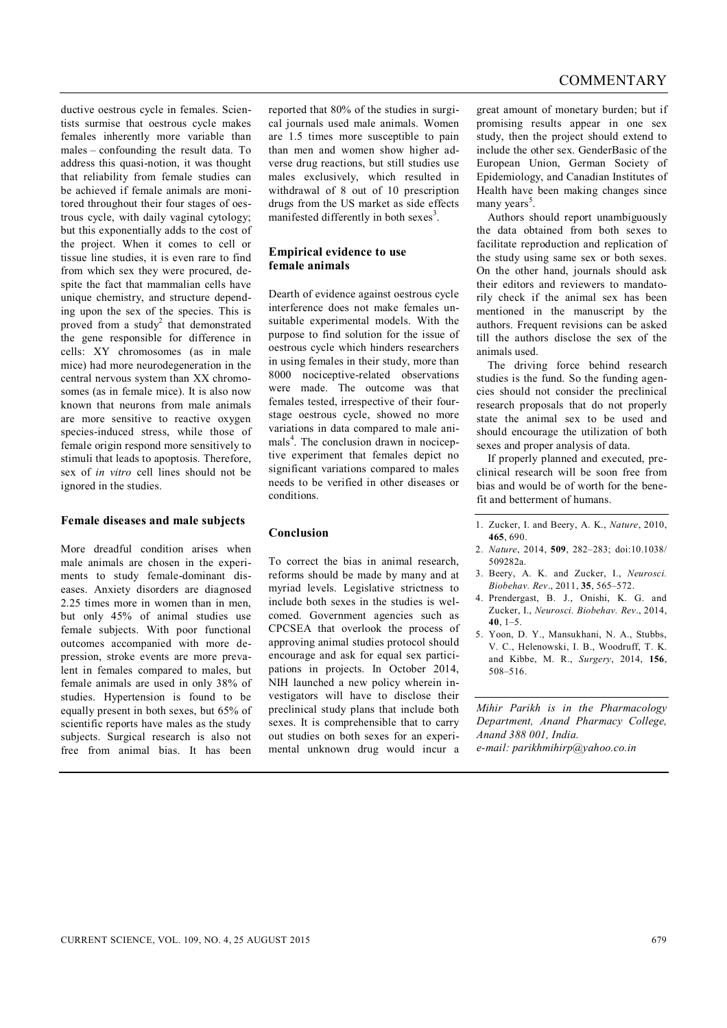ductive oestrous cycle in females. Scientists surmise that oestrous cycle makes females inherently more variable than males – confounding the result data. To address this quasi-notion, it was thought that reliability from female studies can be achieved if female animals are monitored throughout their four stages of oestrous cycle, with daily vaginal cytology; but this exponentially adds to the cost of the project. When it comes to cell or tissue line studies, it is even rare to find from which sex they were procured, despite the fact that mammalian cells have unique chemistry, and structure depending upon the sex of the species. This is proved from a study[2] that demonstrated the gene responsible for difference in cells: XY chromosomes (as in male mice) had more neurodegeneration in the central nervous system than XX chromosomes (as in female mice). It is also now known that neurons from male animals are more sensitive to reactive oxygen species-induced stress, while those of female origin respond more sensitively to stimuli that leads to apoptosis. Therefore, sex of *in vitro* cell lines should not be ignored in the studies.

### Female diseases and male subjects

More dreadful condition arises when male animals are chosen in the experiments to study female-dominant diseases. Anxiety disorders are diagnosed 2.25 times more in women than in men, but only 45% of animal studies use female subjects. With poor functional outcomes accompanied with more depression, stroke events are more prevalent in females compared to males, but female animals are used in only 38% of studies. Hypertension is found to be equally present in both sexes, but 65% of scientific reports have males as the study subjects. Surgical research is also not free from animal bias. It has been reported that 80% of the studies in surgical journals used male animals. Women are 1.5 times more susceptible to pain than men and women show higher adverse drug reactions, but still studies use males exclusively, which resulted in withdrawal of 8 out of 10 prescription drugs from the US market as side effects manifested differently in both sexes[3].

### Empirical evidence to use female animals

Dearth of evidence against oestrous cycle interference does not make females unsuitable experimental models. With the purpose to find solution for the issue of oestrous cycle which hinders researchers in using females in their study, more than 8000 nociceptive-related observations were made. The outcome was that females tested, irrespective of their four-stage oestrous cycle, showed no more variations in data compared to male animals[4]. The conclusion drawn in nociceptive experiment that females depict no significant variations compared to males needs to be verified in other diseases or conditions.

### Conclusion

To correct the bias in animal research, reforms should be made by many and at myriad levels. Legislative strictness to include both sexes in the studies is welcomed. Government agencies such as CPCSEA that overlook the process of approving animal studies protocol should encourage and ask for equal sex participations in projects. In October 2014, NIH launched a new policy wherein investigators will have to disclose their preclinical study plans that include both sexes. It is comprehensible that to carry out studies on both sexes for an experimental unknown drug would incur a great amount of monetary burden; but if promising results appear in one sex study, then the project should extend to include the other sex. GenderBasic of the European Union, German Society of Epidemiology, and Canadian Institutes of Health have been making changes since many years[5].

Authors should report unambiguously the data obtained from both sexes to facilitate reproduction and replication of the study using same sex or both sexes. On the other hand, journals should ask their editors and reviewers to mandatorily check if the animal sex has been mentioned in the manuscript by the authors. Frequent revisions can be asked till the authors disclose the sex of the animals used.

The driving force behind research studies is the fund. So the funding agencies should not consider the preclinical research proposals that do not properly state the animal sex to be used and should encourage the utilization of both sexes and proper analysis of data.

If properly planned and executed, preclinical research will be soon free from bias and would be of worth for the benefit and betterment of humans.

1. Zucker, I. and Beery, A. K., *Nature*, 2010, **465**, 690.
2. *Nature*, 2014, **509**, 282–283; doi:10.1038/509282a.
3. Beery, A. K. and Zucker, I., *Neurosci. Biobehav. Rev*., 2011, **35**, 565–572.
4. Prendergast, B. J., Onishi, K. G. and Zucker, I., *Neurosci. Biobehav. Rev*., 2014, **40**, 1–5.
5. Yoon, D. Y., Mansukhani, N. A., Stubbs, V. C., Helenowski, I. B., Woodruff, T. K. and Kibbe, M. R., *Surgery*, 2014, **156**, 508–516.

*Mihir Parikh is in the Pharmacology Department, Anand Pharmacy College, Anand 388 001, India.*
*e-mail: parikhmihirp@yahoo.co.in*